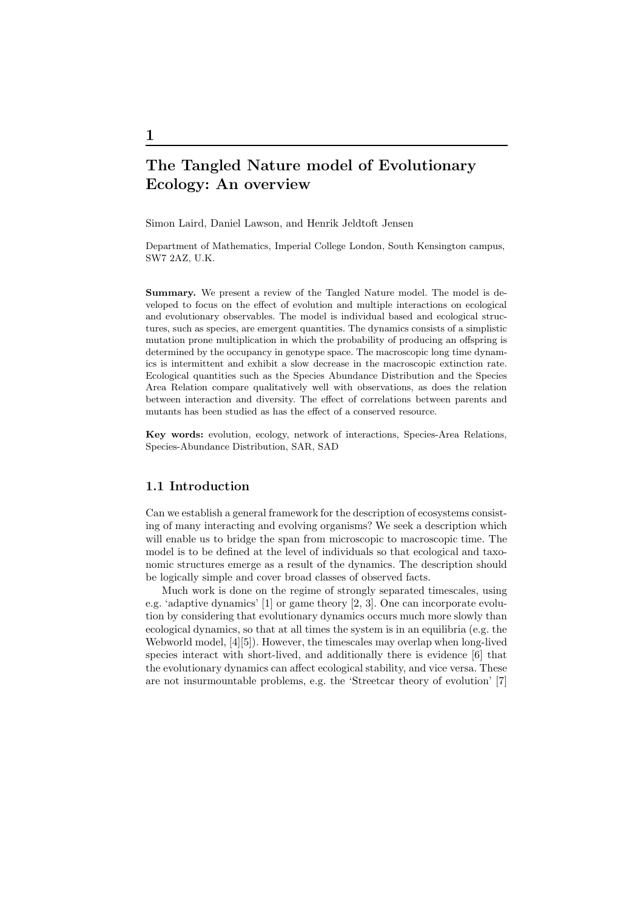# 1

## The Tangled Nature model of Evolutionary Ecology: An overview

Simon Laird, Daniel Lawson, and Henrik Jeldtoft Jensen

Department of Mathematics, Imperial College London, South Kensington campus, SW7 2AZ, U.K.

**Summary.** We present a review of the Tangled Nature model. The model is developed to focus on the effect of evolution and multiple interactions on ecological and evolutionary observables. The model is individual based and ecological structures, such as species, are emergent quantities. The dynamics consists of a simplistic mutation prone multiplication in which the probability of producing an offspring is determined by the occupancy in genotype space. The macroscopic long time dynamics is intermittent and exhibit a slow decrease in the macroscopic extinction rate. Ecological quantities such as the Species Abundance Distribution and the Species Area Relation compare qualitatively well with observations, as does the relation between interaction and diversity. The effect of correlations between parents and mutants has been studied as has the effect of a conserved resource.

**Key words:** evolution, ecology, network of interactions, Species-Area Relations, Species-Abundance Distribution, SAR, SAD

### 1.1 Introduction

Can we establish a general framework for the description of ecosystems consisting of many interacting and evolving organisms? We seek a description which will enable us to bridge the span from microscopic to macroscopic time. The model is to be defined at the level of individuals so that ecological and taxonomic structures emerge as a result of the dynamics. The description should be logically simple and cover broad classes of observed facts.

Much work is done on the regime of strongly separated timescales, using e.g. 'adaptive dynamics' [1] or game theory [2, 3]. One can incorporate evolution by considering that evolutionary dynamics occurs much more slowly than ecological dynamics, so that at all times the system is in an equilibria (e.g. the Webworld model, [4][5]). However, the timescales may overlap when long-lived species interact with short-lived, and additionally there is evidence [6] that the evolutionary dynamics can affect ecological stability, and vice versa. These are not insurmountable problems, e.g. the 'Streetcar theory of evolution' [7]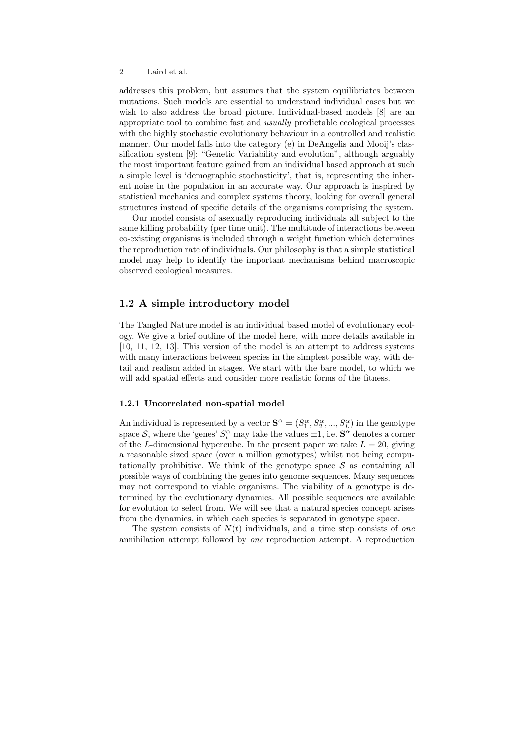addresses this problem, but assumes that the system equilibriates between mutations. Such models are essential to understand individual cases but we wish to also address the broad picture. Individual-based models [8] are an appropriate tool to combine fast and *usually* predictable ecological processes with the highly stochastic evolutionary behaviour in a controlled and realistic manner. Our model falls into the category (e) in DeAngelis and Mooij's classification system [9]: "Genetic Variability and evolution", although arguably the most important feature gained from an individual based approach at such a simple level is 'demographic stochasticity', that is, representing the inherent noise in the population in an accurate way. Our approach is inspired by statistical mechanics and complex systems theory, looking for overall general structures instead of specific details of the organisms comprising the system.

Our model consists of asexually reproducing individuals all subject to the same killing probability (per time unit). The multitude of interactions between co-existing organisms is included through a weight function which determines the reproduction rate of individuals. Our philosophy is that a simple statistical model may help to identify the important mechanisms behind macroscopic observed ecological measures.

## 1.2 A simple introductory model

The Tangled Nature model is an individual based model of evolutionary ecology. We give a brief outline of the model here, with more details available in [10, 11, 12, 13]. This version of the model is an attempt to address systems with many interactions between species in the simplest possible way, with detail and realism added in stages. We start with the bare model, to which we will add spatial effects and consider more realistic forms of the fitness.

### 1.2.1 Uncorrelated non-spatial model

An individual is represented by a vector $\mathbf{S}^\alpha = (S_1^\alpha, S_2^\alpha, ..., S_L^\alpha)$ in the genotype space $\mathcal{S}$, where the 'genes' $S_i^\alpha$ may take the values $\pm 1$, i.e. $\mathbf{S}^\alpha$ denotes a corner of the $L$-dimensional hypercube. In the present paper we take $L = 20$, giving a reasonable sized space (over a million genotypes) whilst not being computationally prohibitive. We think of the genotype space $\mathcal{S}$ as containing all possible ways of combining the genes into genome sequences. Many sequences may not correspond to viable organisms. The viability of a genotype is determined by the evolutionary dynamics. All possible sequences are available for evolution to select from. We will see that a natural species concept arises from the dynamics, in which each species is separated in genotype space.

The system consists of $N(t)$ individuals, and a time step consists of *one* annihilation attempt followed by *one* reproduction attempt. A reproduction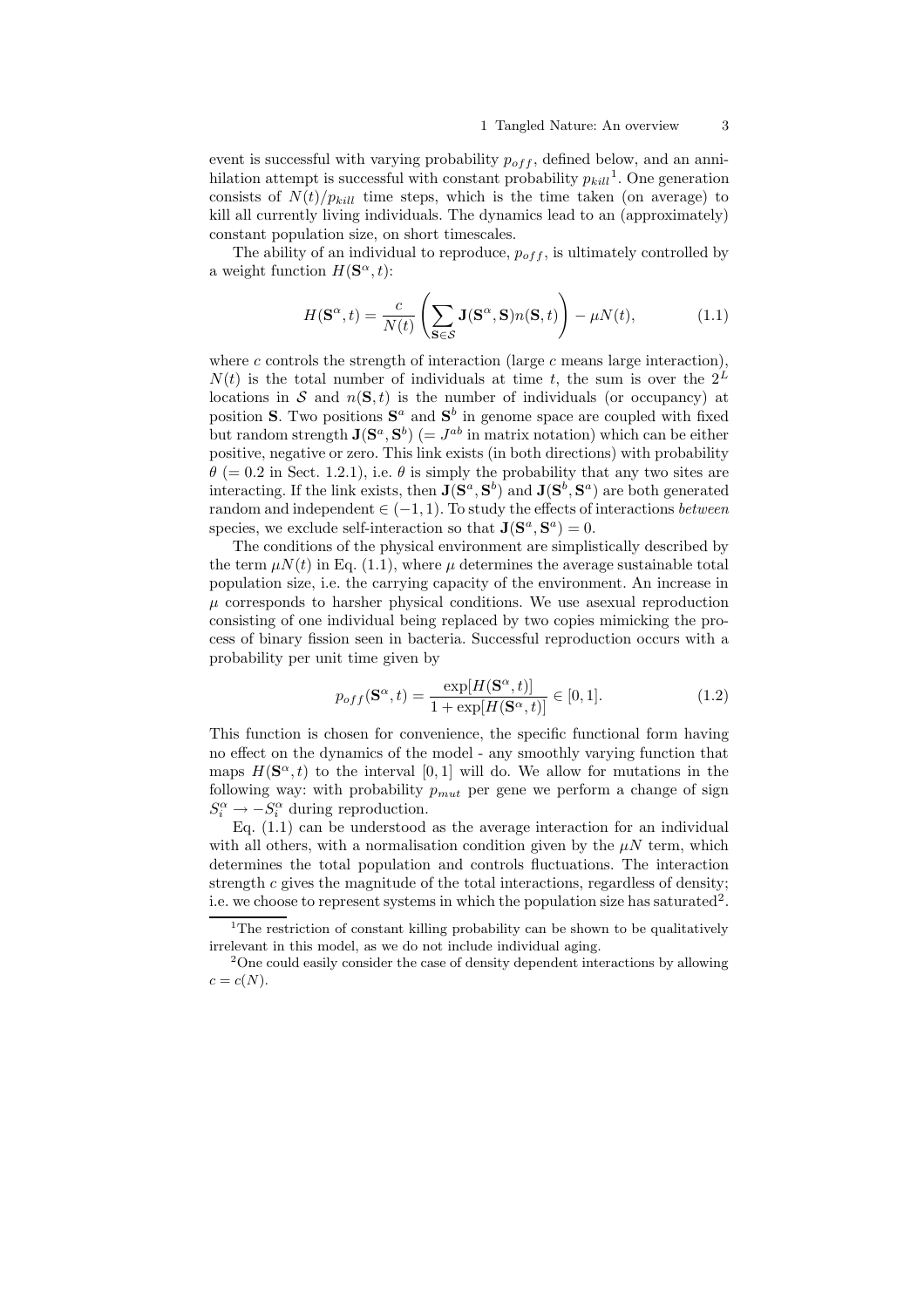event is successful with varying probability $p_{off}$, defined below, and an annihilation attempt is successful with constant probability $p_{kill}$[1]. One generation consists of $N(t)/p_{kill}$ time steps, which is the time taken (on average) to kill all currently living individuals. The dynamics lead to an (approximately) constant population size, on short timescales.

The ability of an individual to reproduce, $p_{off}$, is ultimately controlled by a weight function $H(\mathbf{S}^{\alpha}, t)$:

$$H(\mathbf{S}^{\alpha}, t) = \frac{c}{N(t)} \left( \sum_{\mathbf{S} \in \mathcal{S}} \mathbf{J}(\mathbf{S}^{\alpha}, \mathbf{S}) n(\mathbf{S}, t) \right) - \mu N(t), \tag{1.1}$$

where $c$ controls the strength of interaction (large $c$ means large interaction), $N(t)$ is the total number of individuals at time $t$, the sum is over the $2^L$ locations in $\mathcal{S}$ and $n(\mathbf{S}, t)$ is the number of individuals (or occupancy) at position $\mathbf{S}$. Two positions $\mathbf{S}^a$ and $\mathbf{S}^b$ in genome space are coupled with fixed but random strength $\mathbf{J}(\mathbf{S}^a, \mathbf{S}^b)$ ($= J^{ab}$ in matrix notation) which can be either positive, negative or zero. This link exists (in both directions) with probability $\theta$ ($= 0.2$ in Sect. 1.2.1), i.e. $\theta$ is simply the probability that any two sites are interacting. If the link exists, then $\mathbf{J}(\mathbf{S}^a, \mathbf{S}^b)$ and $\mathbf{J}(\mathbf{S}^b, \mathbf{S}^a)$ are both generated random and independent $\in (-1, 1)$. To study the effects of interactions *between* species, we exclude self-interaction so that $\mathbf{J}(\mathbf{S}^a, \mathbf{S}^a) = 0$.

The conditions of the physical environment are simplistically described by the term $\mu N(t)$ in Eq. (1.1), where $\mu$ determines the average sustainable total population size, i.e. the carrying capacity of the environment. An increase in $\mu$ corresponds to harsher physical conditions. We use asexual reproduction consisting of one individual being replaced by two copies mimicking the process of binary fission seen in bacteria. Successful reproduction occurs with a probability per unit time given by

$$p_{off}(\mathbf{S}^{\alpha}, t) = \frac{\exp[H(\mathbf{S}^{\alpha}, t)]}{1 + \exp[H(\mathbf{S}^{\alpha}, t)]} \in [0, 1]. \tag{1.2}$$

This function is chosen for convenience, the specific functional form having no effect on the dynamics of the model - any smoothly varying function that maps $H(\mathbf{S}^{\alpha}, t)$ to the interval $[0, 1]$ will do. We allow for mutations in the following way: with probability $p_{mut}$ per gene we perform a change of sign $S_i^{\alpha} \to -S_i^{\alpha}$ during reproduction.

Eq. (1.1) can be understood as the average interaction for an individual with all others, with a normalisation condition given by the $\mu N$ term, which determines the total population and controls fluctuations. The interaction strength $c$ gives the magnitude of the total interactions, regardless of density; i.e. we choose to represent systems in which the population size has saturated[2].

[1] The restriction of constant killing probability can be shown to be qualitatively irrelevant in this model, as we do not include individual aging.

[2] One could easily consider the case of density dependent interactions by allowing $c = c(N)$.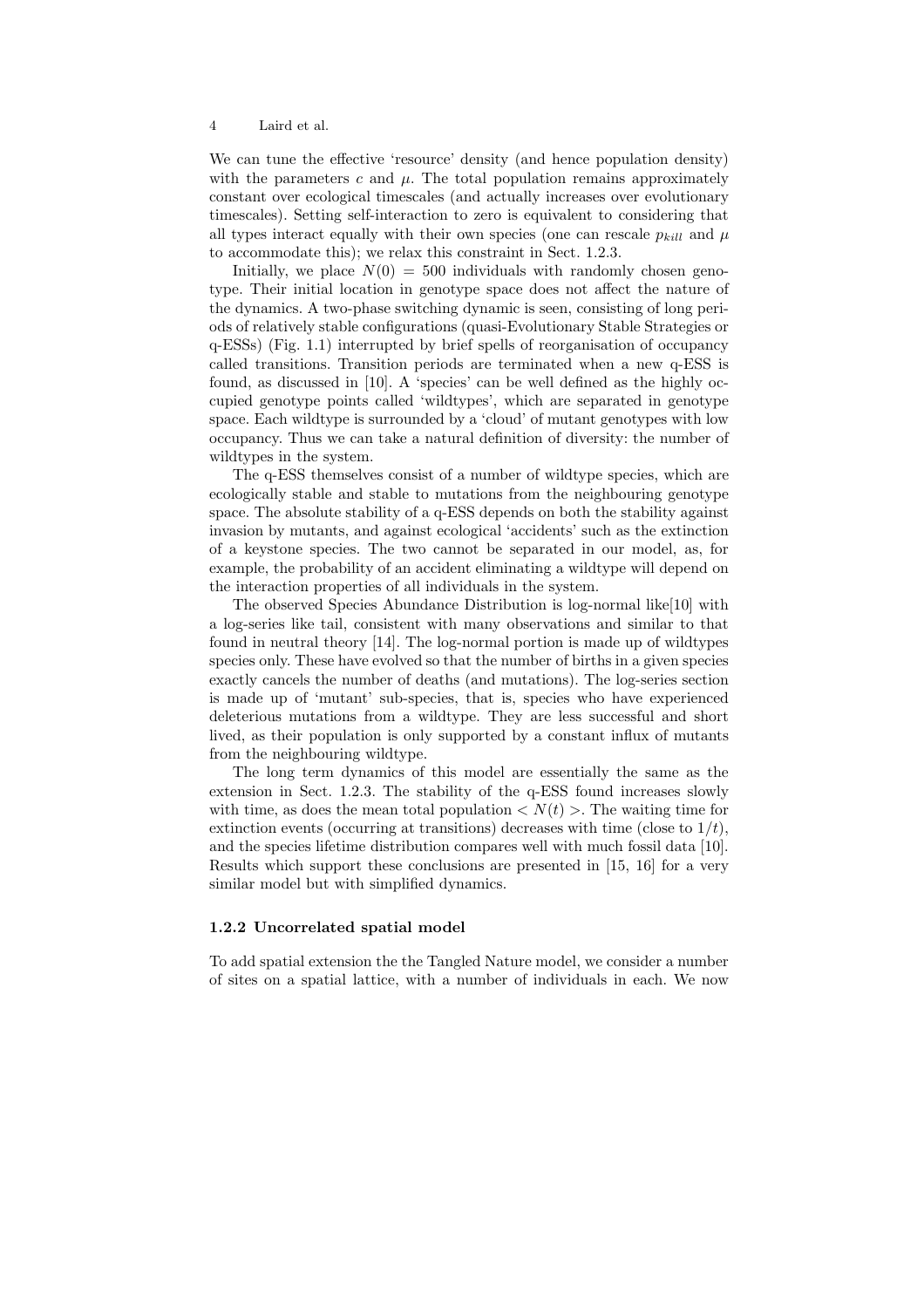We can tune the effective 'resource' density (and hence population density) with the parameters $c$ and $\mu$. The total population remains approximately constant over ecological timescales (and actually increases over evolutionary timescales). Setting self-interaction to zero is equivalent to considering that all types interact equally with their own species (one can rescale $p_{kill}$ and $\mu$ to accommodate this); we relax this constraint in Sect. 1.2.3.

Initially, we place $N(0) = 500$ individuals with randomly chosen genotype. Their initial location in genotype space does not affect the nature of the dynamics. A two-phase switching dynamic is seen, consisting of long periods of relatively stable configurations (quasi-Evolutionary Stable Strategies or q-ESSs) (Fig. 1.1) interrupted by brief spells of reorganisation of occupancy called transitions. Transition periods are terminated when a new q-ESS is found, as discussed in [10]. A 'species' can be well defined as the highly occupied genotype points called 'wildtypes', which are separated in genotype space. Each wildtype is surrounded by a 'cloud' of mutant genotypes with low occupancy. Thus we can take a natural definition of diversity: the number of wildtypes in the system.

The q-ESS themselves consist of a number of wildtype species, which are ecologically stable and stable to mutations from the neighbouring genotype space. The absolute stability of a q-ESS depends on both the stability against invasion by mutants, and against ecological 'accidents' such as the extinction of a keystone species. The two cannot be separated in our model, as, for example, the probability of an accident eliminating a wildtype will depend on the interaction properties of all individuals in the system.

The observed Species Abundance Distribution is log-normal like[10] with a log-series like tail, consistent with many observations and similar to that found in neutral theory [14]. The log-normal portion is made up of wildtypes species only. These have evolved so that the number of births in a given species exactly cancels the number of deaths (and mutations). The log-series section is made up of 'mutant' sub-species, that is, species who have experienced deleterious mutations from a wildtype. They are less successful and short lived, as their population is only supported by a constant influx of mutants from the neighbouring wildtype.

The long term dynamics of this model are essentially the same as the extension in Sect. 1.2.3. The stability of the q-ESS found increases slowly with time, as does the mean total population $< N(t) >$. The waiting time for extinction events (occurring at transitions) decreases with time (close to $1/t$), and the species lifetime distribution compares well with much fossil data [10]. Results which support these conclusions are presented in [15, 16] for a very similar model but with simplified dynamics.

### 1.2.2 Uncorrelated spatial model

To add spatial extension the the Tangled Nature model, we consider a number of sites on a spatial lattice, with a number of individuals in each. We now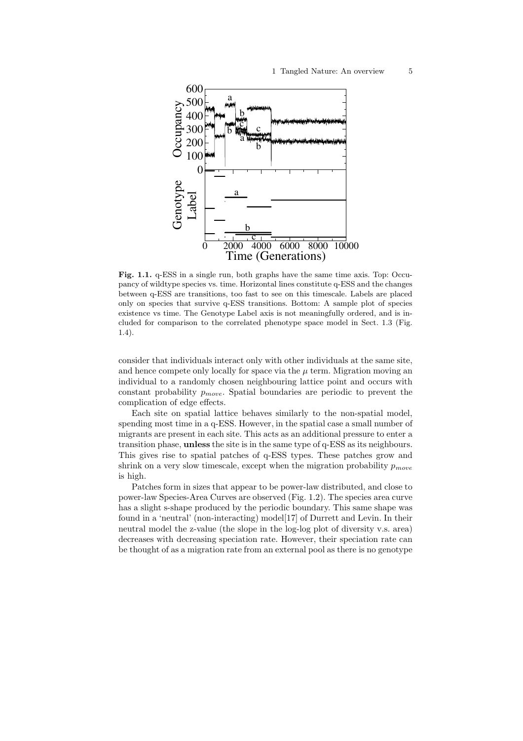**Fig. 1.1.** q-ESS in a single run, both graphs have the same time axis. Top: Occupancy of wildtype species vs. time. Horizontal lines constitute q-ESS and the changes between q-ESS are transitions, too fast to see on this timescale. Labels are placed only on species that survive q-ESS transitions. Bottom: A sample plot of species existence vs time. The Genotype Label axis is not meaningfully ordered, and is included for comparison to the correlated phenotype space model in Sect. 1.3 (Fig. 1.4).

consider that individuals interact only with other individuals at the same site, and hence compete only locally for space via the $\mu$ term. Migration moving an individual to a randomly chosen neighbouring lattice point and occurs with constant probability $p_{move}$. Spatial boundaries are periodic to prevent the complication of edge effects.

Each site on spatial lattice behaves similarly to the non-spatial model, spending most time in a q-ESS. However, in the spatial case a small number of migrants are present in each site. This acts as an additional pressure to enter a transition phase, **unless** the site is in the same type of q-ESS as its neighbours. This gives rise to spatial patches of q-ESS types. These patches grow and shrink on a very slow timescale, except when the migration probability $p_{move}$ is high.

Patches form in sizes that appear to be power-law distributed, and close to power-law Species-Area Curves are observed (Fig. 1.2). The species area curve has a slight s-shape produced by the periodic boundary. This same shape was found in a 'neutral' (non-interacting) model[17] of Durrett and Levin. In their neutral model the z-value (the slope in the log-log plot of diversity v.s. area) decreases with decreasing speciation rate. However, their speciation rate can be thought of as a migration rate from an external pool as there is no genotype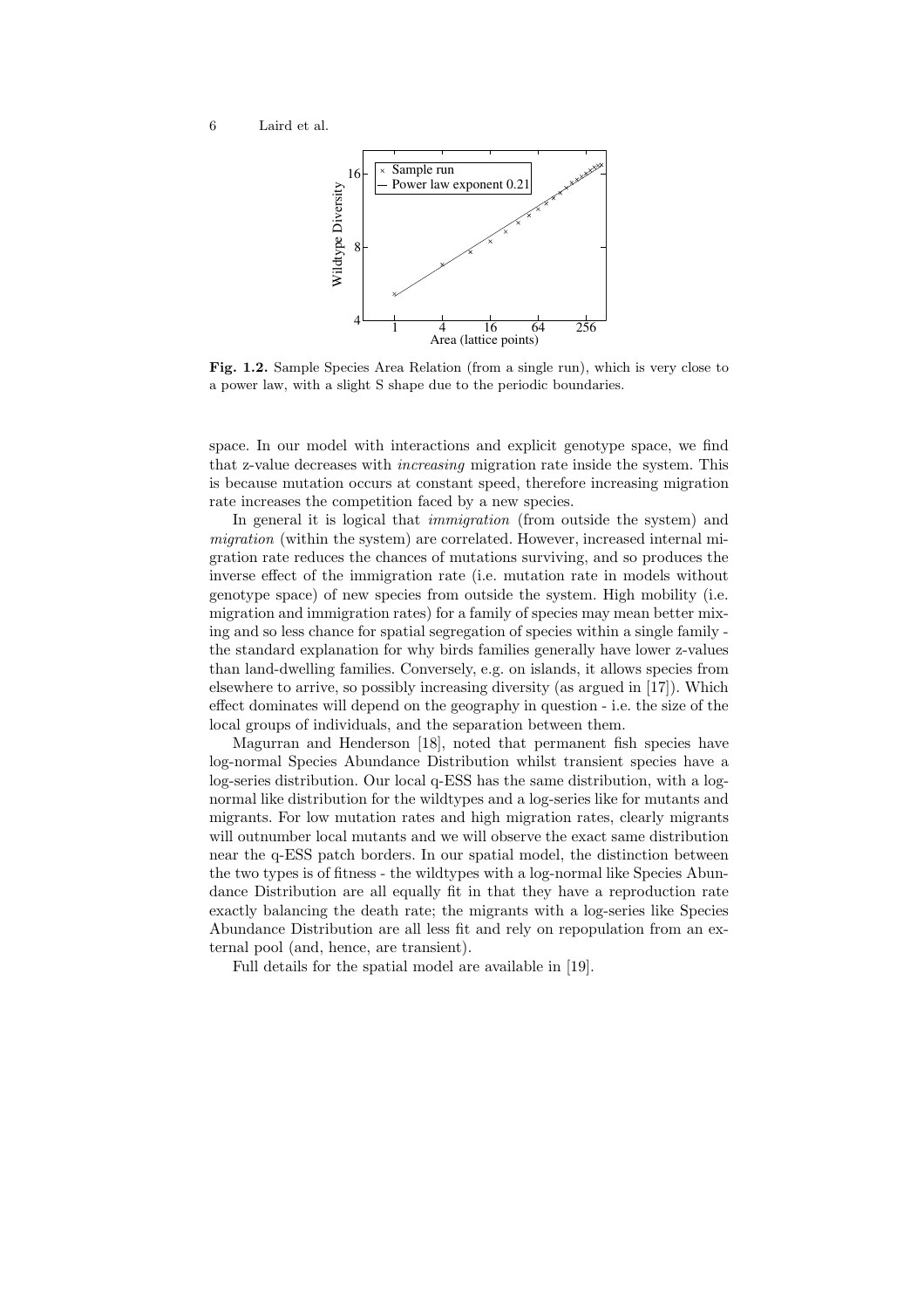**Fig. 1.2.** Sample Species Area Relation (from a single run), which is very close to a power law, with a slight S shape due to the periodic boundaries.

space. In our model with interactions and explicit genotype space, we find that z-value decreases with *increasing* migration rate inside the system. This is because mutation occurs at constant speed, therefore increasing migration rate increases the competition faced by a new species.

In general it is logical that *immigration* (from outside the system) and *migration* (within the system) are correlated. However, increased internal migration rate reduces the chances of mutations surviving, and so produces the inverse effect of the immigration rate (i.e. mutation rate in models without genotype space) of new species from outside the system. High mobility (i.e. migration and immigration rates) for a family of species may mean better mixing and so less chance for spatial segregation of species within a single family - the standard explanation for why birds families generally have lower z-values than land-dwelling families. Conversely, e.g. on islands, it allows species from elsewhere to arrive, so possibly increasing diversity (as argued in [17]). Which effect dominates will depend on the geography in question - i.e. the size of the local groups of individuals, and the separation between them.

Magurran and Henderson [18], noted that permanent fish species have log-normal Species Abundance Distribution whilst transient species have a log-series distribution. Our local q-ESS has the same distribution, with a log-normal like distribution for the wildtypes and a log-series like for mutants and migrants. For low mutation rates and high migration rates, clearly migrants will outnumber local mutants and we will observe the exact same distribution near the q-ESS patch borders. In our spatial model, the distinction between the two types is of fitness - the wildtypes with a log-normal like Species Abundance Distribution are all equally fit in that they have a reproduction rate exactly balancing the death rate; the migrants with a log-series like Species Abundance Distribution are all less fit and rely on repopulation from an external pool (and, hence, are transient).

Full details for the spatial model are available in [19].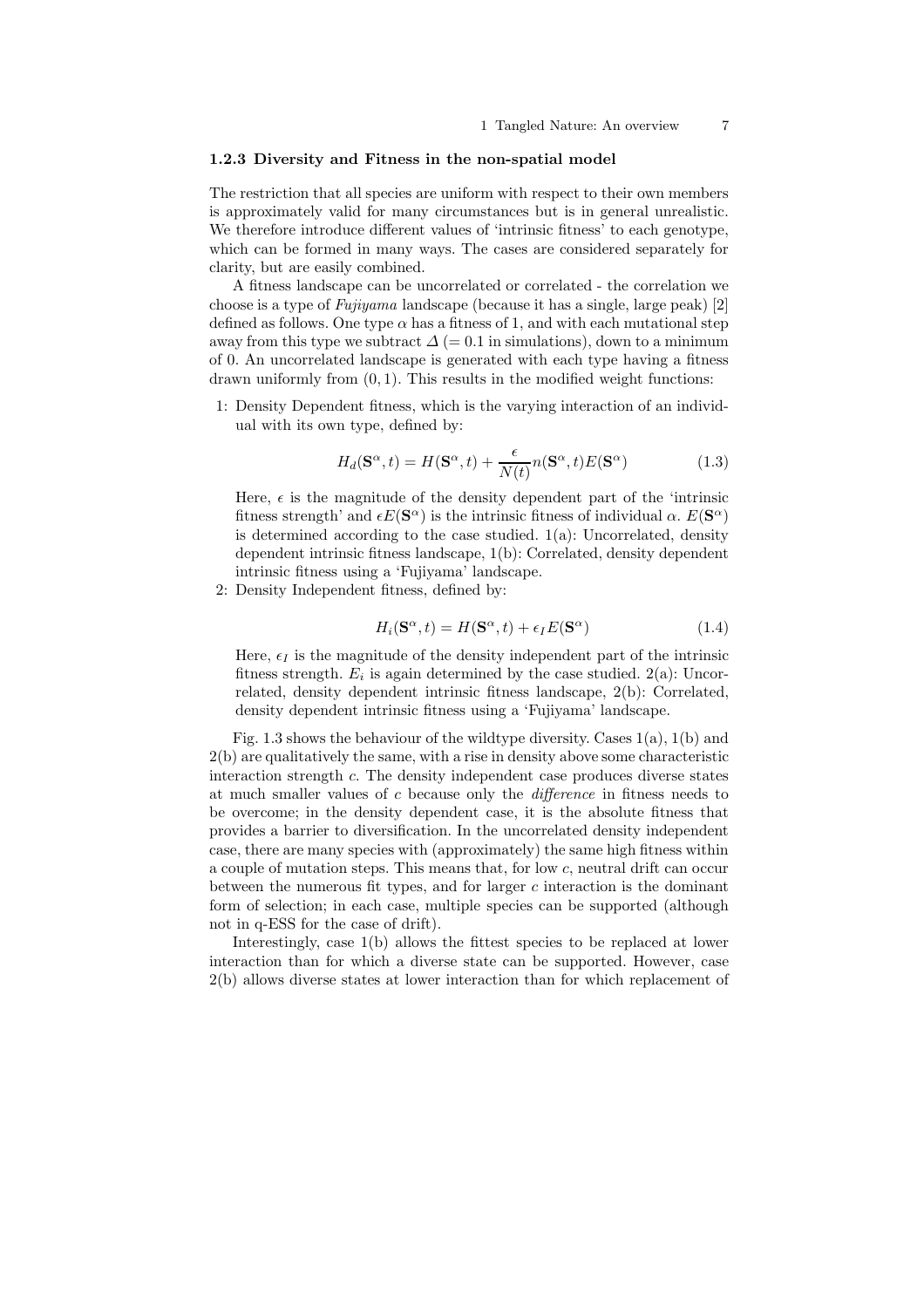### 1.2.3 Diversity and Fitness in the non-spatial model

The restriction that all species are uniform with respect to their own members is approximately valid for many circumstances but is in general unrealistic. We therefore introduce different values of 'intrinsic fitness' to each genotype, which can be formed in many ways. The cases are considered separately for clarity, but are easily combined.

A fitness landscape can be uncorrelated or correlated - the correlation we choose is a type of *Fujiyama* landscape (because it has a single, large peak) [2] defined as follows. One type $\alpha$ has a fitness of 1, and with each mutational step away from this type we subtract $\Delta$ ($= 0.1$ in simulations), down to a minimum of 0. An uncorrelated landscape is generated with each type having a fitness drawn uniformly from $(0, 1)$. This results in the modified weight functions:

1: Density Dependent fitness, which is the varying interaction of an individual with its own type, defined by:

$$H_d(\mathbf{S}^\alpha, t) = H(\mathbf{S}^\alpha, t) + \frac{\epsilon}{N(t)} n(\mathbf{S}^\alpha, t) E(\mathbf{S}^\alpha) \tag{1.3}$$

Here, $\epsilon$ is the magnitude of the density dependent part of the 'intrinsic fitness strength' and $\epsilon E(\mathbf{S}^\alpha)$ is the intrinsic fitness of individual $\alpha$. $E(\mathbf{S}^\alpha)$ is determined according to the case studied. 1(a): Uncorrelated, density dependent intrinsic fitness landscape, 1(b): Correlated, density dependent intrinsic fitness using a 'Fujiyama' landscape.

2: Density Independent fitness, defined by:

$$H_i(\mathbf{S}^\alpha, t) = H(\mathbf{S}^\alpha, t) + \epsilon_I E(\mathbf{S}^\alpha) \tag{1.4}$$

Here, $\epsilon_I$ is the magnitude of the density independent part of the intrinsic fitness strength. $E_i$ is again determined by the case studied. 2(a): Uncorrelated, density dependent intrinsic fitness landscape, 2(b): Correlated, density dependent intrinsic fitness using a 'Fujiyama' landscape.

Fig. 1.3 shows the behaviour of the wildtype diversity. Cases 1(a), 1(b) and 2(b) are qualitatively the same, with a rise in density above some characteristic interaction strength $c$. The density independent case produces diverse states at much smaller values of $c$ because only the *difference* in fitness needs to be overcome; in the density dependent case, it is the absolute fitness that provides a barrier to diversification. In the uncorrelated density independent case, there are many species with (approximately) the same high fitness within a couple of mutation steps. This means that, for low $c$, neutral drift can occur between the numerous fit types, and for larger $c$ interaction is the dominant form of selection; in each case, multiple species can be supported (although not in q-ESS for the case of drift).

Interestingly, case 1(b) allows the fittest species to be replaced at lower interaction than for which a diverse state can be supported. However, case 2(b) allows diverse states at lower interaction than for which replacement of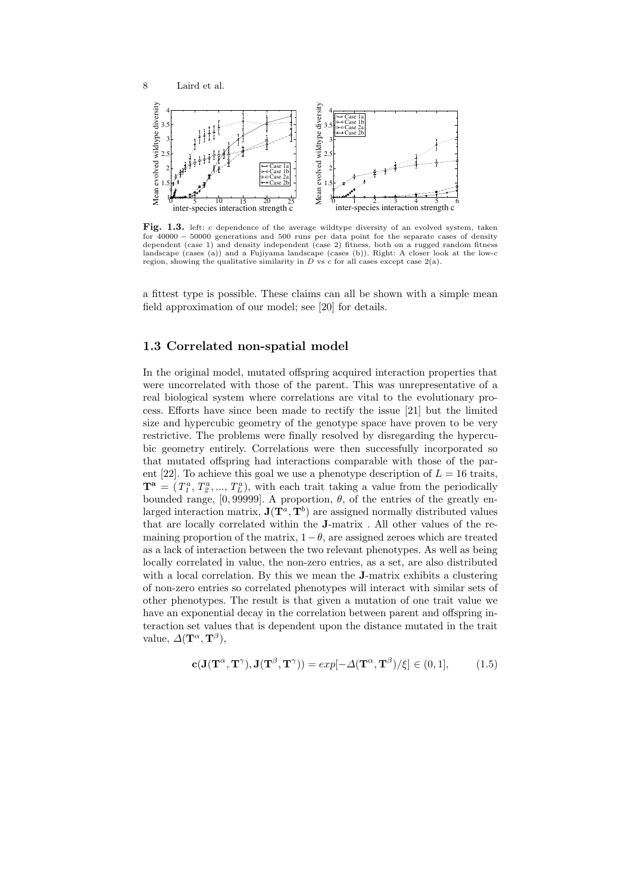**Fig. 1.3.** left: $c$ dependence of the average wildtype diversity of an evolved system, taken for 40000 − 50000 generations and 500 runs per data point for the separate cases of density dependent (case 1) and density independent (case 2) fitness, both on a rugged random fitness landscape (cases (a)) and a Fujiyama landscape (cases (b)). Right: A closer look at the low-$c$ region, showing the qualitative similarity in $D$ vs $c$ for all cases except case 2(a).

a fittest type is possible. These claims can all be shown with a simple mean field approximation of our model; see [20] for details.

## 1.3 Correlated non-spatial model

In the original model, mutated offspring acquired interaction properties that were uncorrelated with those of the parent. This was unrepresentative of a real biological system where correlations are vital to the evolutionary process. Efforts have since been made to rectify the issue [21] but the limited size and hypercubic geometry of the genotype space have proven to be very restrictive. The problems were finally resolved by disregarding the hypercubic geometry entirely. Correlations were then successfully incorporated so that mutated offspring had interactions comparable with those of the parent [22]. To achieve this goal we use a phenotype description of $L = 16$ traits, $\mathbf{T^a} = (T_1^a, T_2^a, ..., T_L^a)$, with each trait taking a value from the periodically bounded range, $[0, 99999]$. A proportion, $\theta$, of the entries of the greatly enlarged interaction matrix, $\mathbf{J}(\mathbf{T}^a, \mathbf{T}^b)$ are assigned normally distributed values that are locally correlated within the **J**-matrix . All other values of the remaining proportion of the matrix, $1-\theta$, are assigned zeroes which are treated as a lack of interaction between the two relevant phenotypes. As well as being locally correlated in value, the non-zero entries, as a set, are also distributed with a local correlation. By this we mean the **J**-matrix exhibits a clustering of non-zero entries so correlated phenotypes will interact with similar sets of other phenotypes. The result is that given a mutation of one trait value we have an exponential decay in the correlation between parent and offspring interaction set values that is dependent upon the distance mutated in the trait value, $\Delta(\mathbf{T}^\alpha, \mathbf{T}^\beta)$,

$$\mathbf{c}(\mathbf{J}(\mathbf{T}^\alpha, \mathbf{T}^\gamma), \mathbf{J}(\mathbf{T}^\beta, \mathbf{T}^\gamma)) = exp[-\Delta(\mathbf{T}^\alpha, \mathbf{T}^\beta)/\xi] \in (0, 1], \qquad (1.5)$$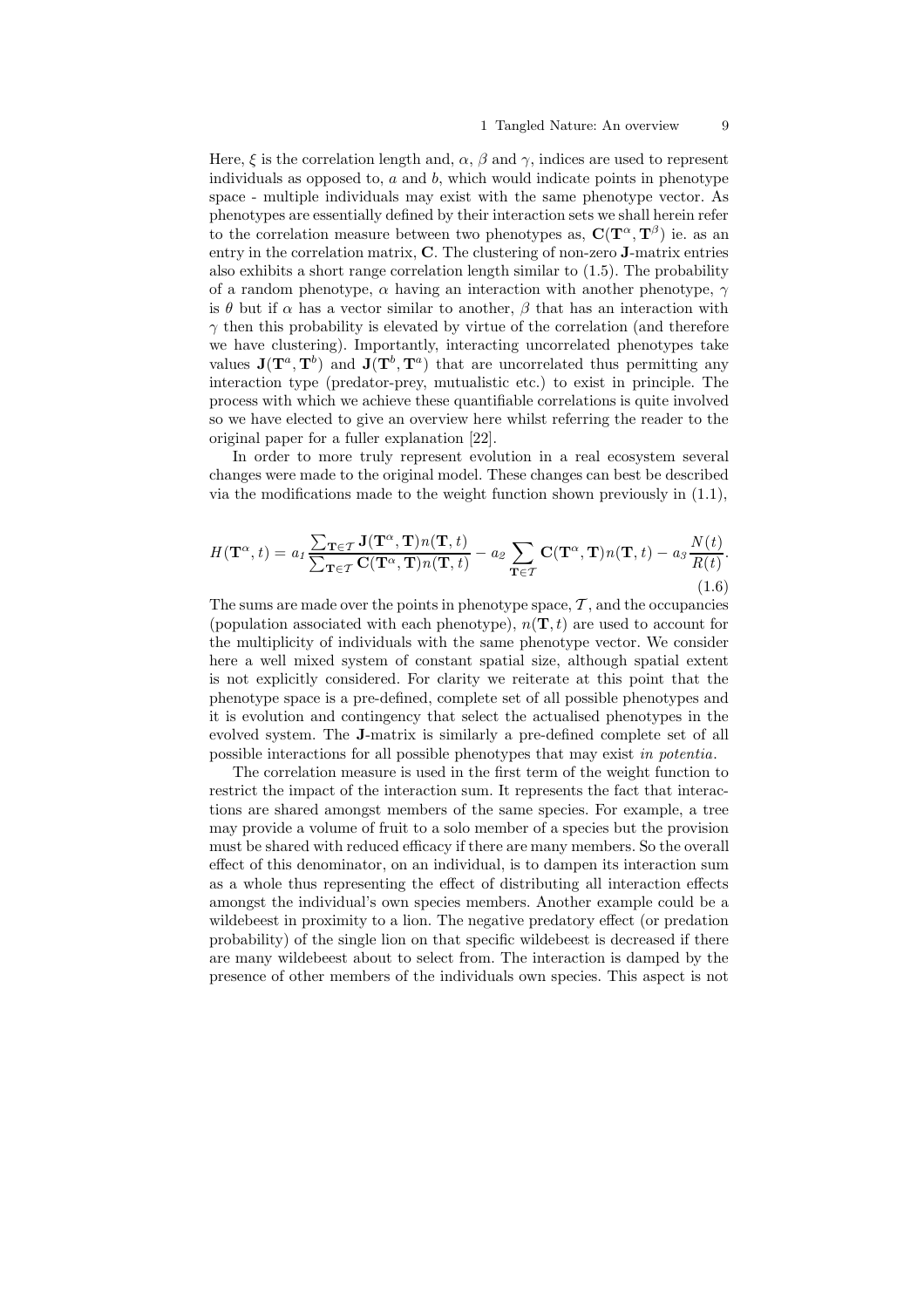Here, $\xi$ is the correlation length and, $\alpha$, $\beta$ and $\gamma$, indices are used to represent individuals as opposed to, $a$ and $b$, which would indicate points in phenotype space - multiple individuals may exist with the same phenotype vector. As phenotypes are essentially defined by their interaction sets we shall herein refer to the correlation measure between two phenotypes as, $\mathbf{C}(\mathbf{T}^{\alpha}, \mathbf{T}^{\beta})$ ie. as an entry in the correlation matrix, $\mathbf{C}$. The clustering of non-zero $\mathbf{J}$-matrix entries also exhibits a short range correlation length similar to (1.5). The probability of a random phenotype, $\alpha$ having an interaction with another phenotype, $\gamma$ is $\theta$ but if $\alpha$ has a vector similar to another, $\beta$ that has an interaction with $\gamma$ then this probability is elevated by virtue of the correlation (and therefore we have clustering). Importantly, interacting uncorrelated phenotypes take values $\mathbf{J}(\mathbf{T}^{a}, \mathbf{T}^{b})$ and $\mathbf{J}(\mathbf{T}^{b}, \mathbf{T}^{a})$ that are uncorrelated thus permitting any interaction type (predator-prey, mutualistic etc.) to exist in principle. The process with which we achieve these quantifiable correlations is quite involved so we have elected to give an overview here whilst referring the reader to the original paper for a fuller explanation [22].

In order to more truly represent evolution in a real ecosystem several changes were made to the original model. These changes can best be described via the modifications made to the weight function shown previously in (1.1),

$$H(\mathbf{T}^{\alpha}, t) = a_1 \frac{\sum_{\mathbf{T} \in \mathcal{T}} \mathbf{J}(\mathbf{T}^{\alpha}, \mathbf{T}) n(\mathbf{T}, t)}{\sum_{\mathbf{T} \in \mathcal{T}} \mathbf{C}(\mathbf{T}^{\alpha}, \mathbf{T}) n(\mathbf{T}, t)} - a_2 \sum_{\mathbf{T} \in \mathcal{T}} \mathbf{C}(\mathbf{T}^{\alpha}, \mathbf{T}) n(\mathbf{T}, t) - a_3 \frac{N(t)}{R(t)}. \tag{1.6}$$

The sums are made over the points in phenotype space, $\mathcal{T}$, and the occupancies (population associated with each phenotype), $n(\mathbf{T}, t)$ are used to account for the multiplicity of individuals with the same phenotype vector. We consider here a well mixed system of constant spatial size, although spatial extent is not explicitly considered. For clarity we reiterate at this point that the phenotype space is a pre-defined, complete set of all possible phenotypes and it is evolution and contingency that select the actualised phenotypes in the evolved system. The $\mathbf{J}$-matrix is similarly a pre-defined complete set of all possible interactions for all possible phenotypes that may exist *in potentia*.

The correlation measure is used in the first term of the weight function to restrict the impact of the interaction sum. It represents the fact that interactions are shared amongst members of the same species. For example, a tree may provide a volume of fruit to a solo member of a species but the provision must be shared with reduced efficacy if there are many members. So the overall effect of this denominator, on an individual, is to dampen its interaction sum as a whole thus representing the effect of distributing all interaction effects amongst the individual's own species members. Another example could be a wildebeest in proximity to a lion. The negative predatory effect (or predation probability) of the single lion on that specific wildebeest is decreased if there are many wildebeest about to select from. The interaction is damped by the presence of other members of the individuals own species. This aspect is not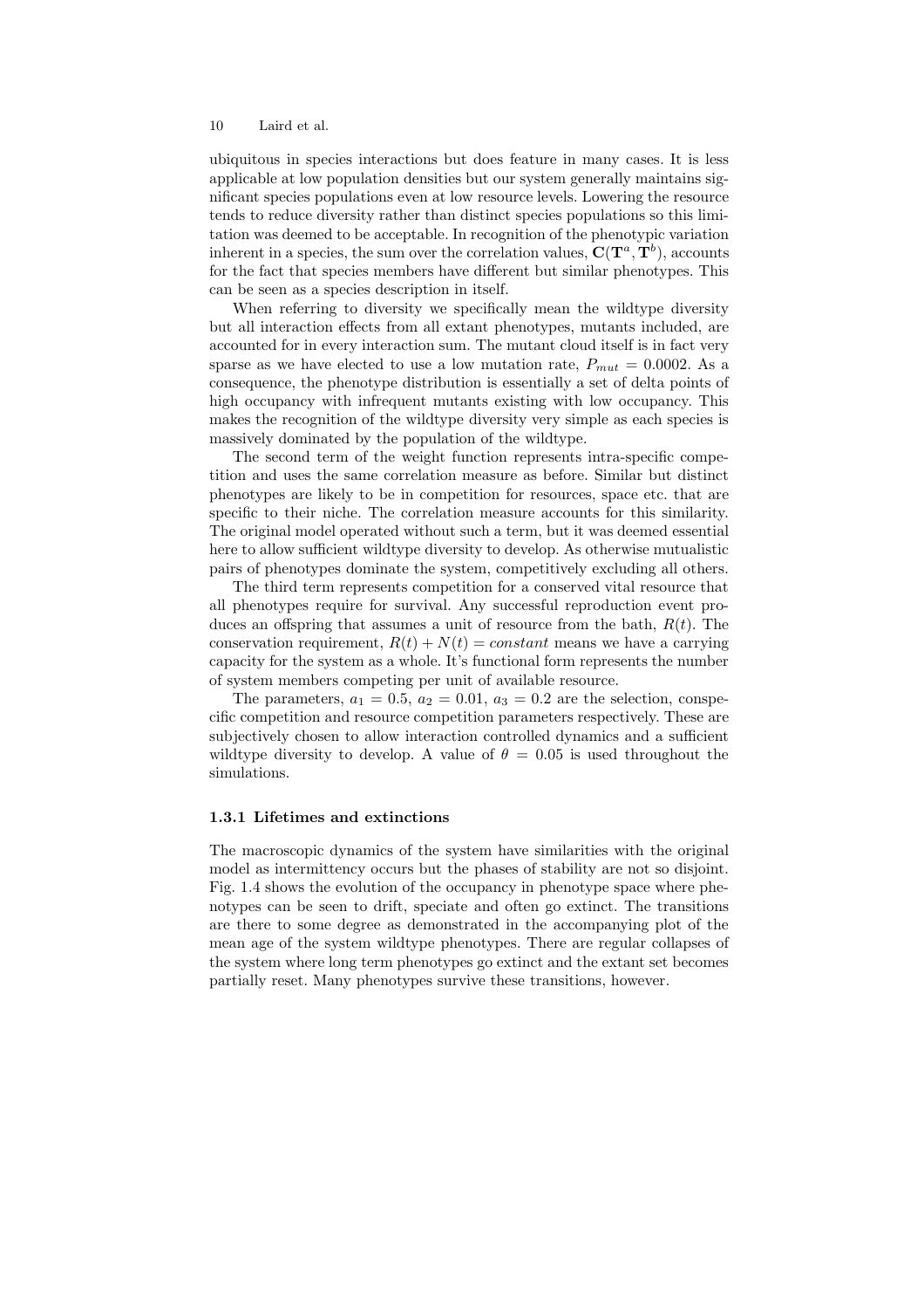ubiquitous in species interactions but does feature in many cases. It is less applicable at low population densities but our system generally maintains significant species populations even at low resource levels. Lowering the resource tends to reduce diversity rather than distinct species populations so this limitation was deemed to be acceptable. In recognition of the phenotypic variation inherent in a species, the sum over the correlation values, $\mathbf{C}(\mathbf{T}^a, \mathbf{T}^b)$, accounts for the fact that species members have different but similar phenotypes. This can be seen as a species description in itself.

When referring to diversity we specifically mean the wildtype diversity but all interaction effects from all extant phenotypes, mutants included, are accounted for in every interaction sum. The mutant cloud itself is in fact very sparse as we have elected to use a low mutation rate, $P_{mut} = 0.0002$. As a consequence, the phenotype distribution is essentially a set of delta points of high occupancy with infrequent mutants existing with low occupancy. This makes the recognition of the wildtype diversity very simple as each species is massively dominated by the population of the wildtype.

The second term of the weight function represents intra-specific competition and uses the same correlation measure as before. Similar but distinct phenotypes are likely to be in competition for resources, space etc. that are specific to their niche. The correlation measure accounts for this similarity. The original model operated without such a term, but it was deemed essential here to allow sufficient wildtype diversity to develop. As otherwise mutualistic pairs of phenotypes dominate the system, competitively excluding all others.

The third term represents competition for a conserved vital resource that all phenotypes require for survival. Any successful reproduction event produces an offspring that assumes a unit of resource from the bath, $R(t)$. The conservation requirement, $R(t) + N(t) = constant$ means we have a carrying capacity for the system as a whole. It's functional form represents the number of system members competing per unit of available resource.

The parameters, $a_1 = 0.5$, $a_2 = 0.01$, $a_3 = 0.2$ are the selection, conspecific competition and resource competition parameters respectively. These are subjectively chosen to allow interaction controlled dynamics and a sufficient wildtype diversity to develop. A value of $\theta = 0.05$ is used throughout the simulations.

### 1.3.1 Lifetimes and extinctions

The macroscopic dynamics of the system have similarities with the original model as intermittency occurs but the phases of stability are not so disjoint. Fig. 1.4 shows the evolution of the occupancy in phenotype space where phenotypes can be seen to drift, speciate and often go extinct. The transitions are there to some degree as demonstrated in the accompanying plot of the mean age of the system wildtype phenotypes. There are regular collapses of the system where long term phenotypes go extinct and the extant set becomes partially reset. Many phenotypes survive these transitions, however.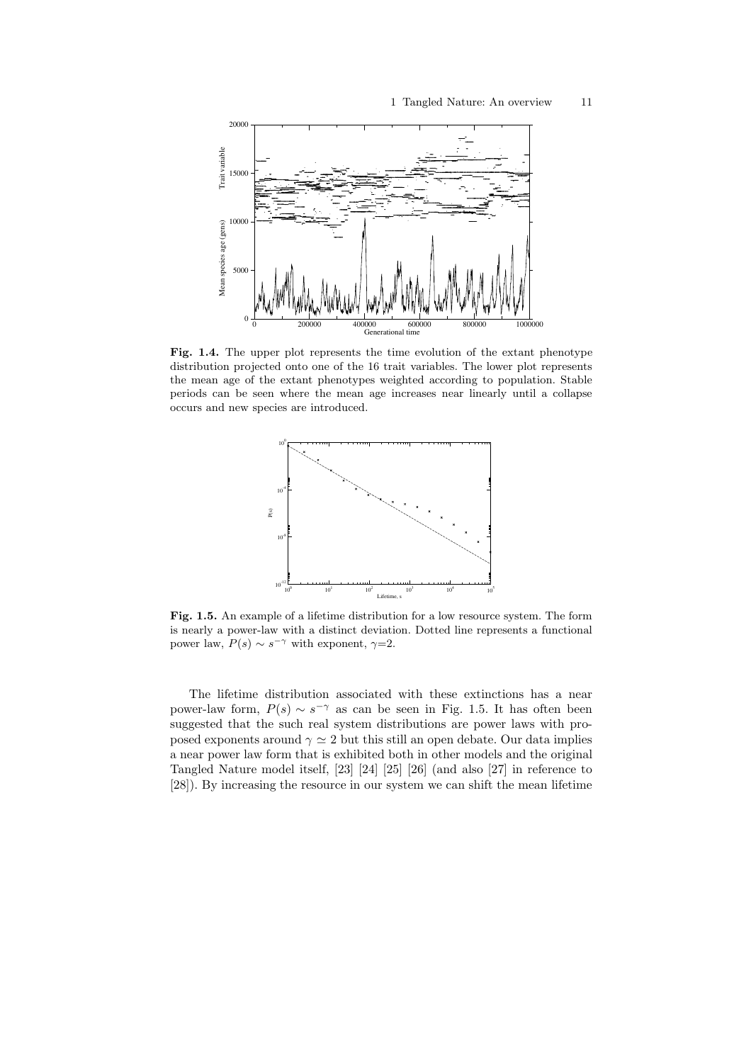**Fig. 1.4.** The upper plot represents the time evolution of the extant phenotype distribution projected onto one of the 16 trait variables. The lower plot represents the mean age of the extant phenotypes weighted according to population. Stable periods can be seen where the mean age increases near linearly until a collapse occurs and new species are introduced.

**Fig. 1.5.** An example of a lifetime distribution for a low resource system. The form is nearly a power-law with a distinct deviation. Dotted line represents a functional power law, $P(s) \sim s^{-\gamma}$ with exponent, $\gamma$=2.

The lifetime distribution associated with these extinctions has a near power-law form, $P(s) \sim s^{-\gamma}$ as can be seen in Fig. 1.5. It has often been suggested that the such real system distributions are power laws with proposed exponents around $\gamma \simeq 2$ but this still an open debate. Our data implies a near power law form that is exhibited both in other models and the original Tangled Nature model itself, [23] [24] [25] [26] (and also [27] in reference to [28]). By increasing the resource in our system we can shift the mean lifetime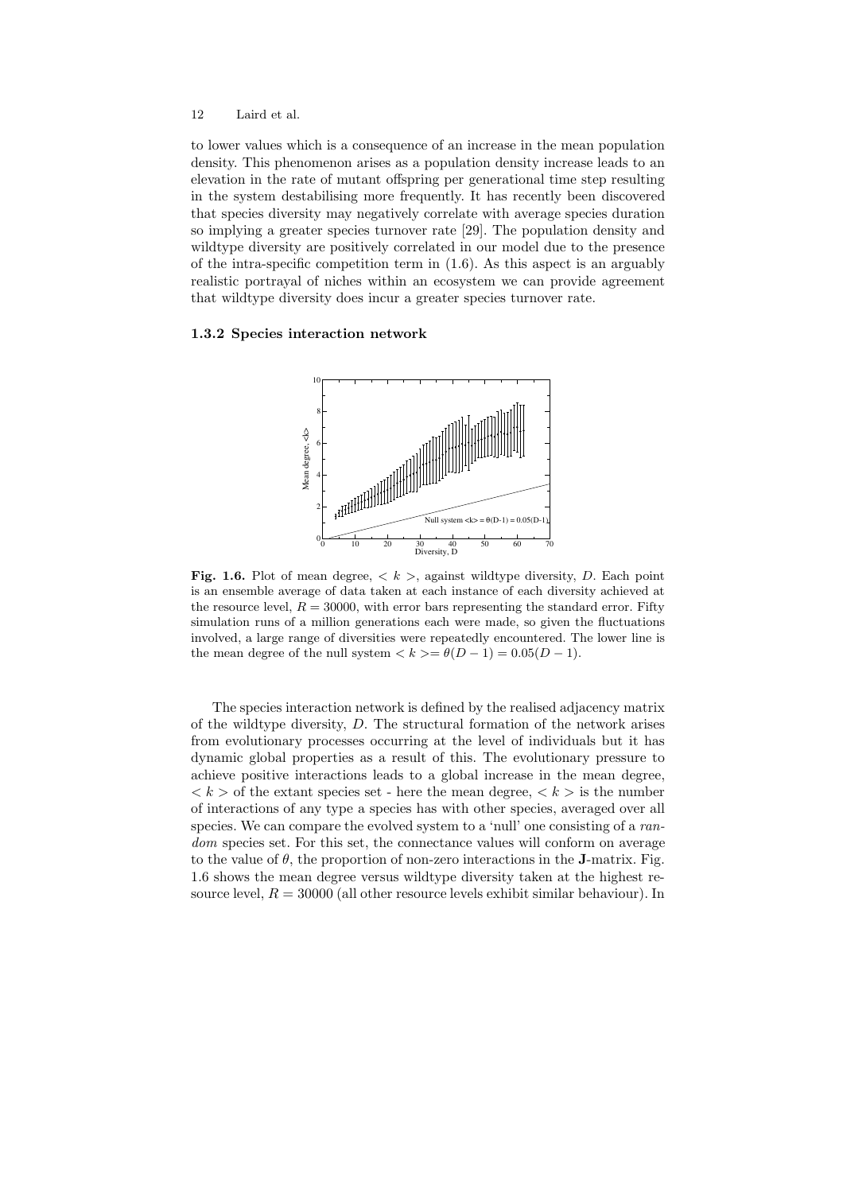to lower values which is a consequence of an increase in the mean population density. This phenomenon arises as a population density increase leads to an elevation in the rate of mutant offspring per generational time step resulting in the system destabilising more frequently. It has recently been discovered that species diversity may negatively correlate with average species duration so implying a greater species turnover rate [29]. The population density and wildtype diversity are positively correlated in our model due to the presence of the intra-specific competition term in (1.6). As this aspect is an arguably realistic portrayal of niches within an ecosystem we can provide agreement that wildtype diversity does incur a greater species turnover rate.

### 1.3.2 Species interaction network

**Fig. 1.6.** Plot of mean degree, $< k >$, against wildtype diversity, $D$. Each point is an ensemble average of data taken at each instance of each diversity achieved at the resource level, $R = 30000$, with error bars representing the standard error. Fifty simulation runs of a million generations each were made, so given the fluctuations involved, a large range of diversities were repeatedly encountered. The lower line is the mean degree of the null system $< k >= \theta(D-1) = 0.05(D-1)$.

The species interaction network is defined by the realised adjacency matrix of the wildtype diversity, $D$. The structural formation of the network arises from evolutionary processes occurring at the level of individuals but it has dynamic global properties as a result of this. The evolutionary pressure to achieve positive interactions leads to a global increase in the mean degree, $< k >$ of the extant species set - here the mean degree, $< k >$ is the number of interactions of any type a species has with other species, averaged over all species. We can compare the evolved system to a 'null' one consisting of a *random* species set. For this set, the connectance values will conform on average to the value of $\theta$, the proportion of non-zero interactions in the **J**-matrix. Fig. 1.6 shows the mean degree versus wildtype diversity taken at the highest resource level, $R = 30000$ (all other resource levels exhibit similar behaviour). In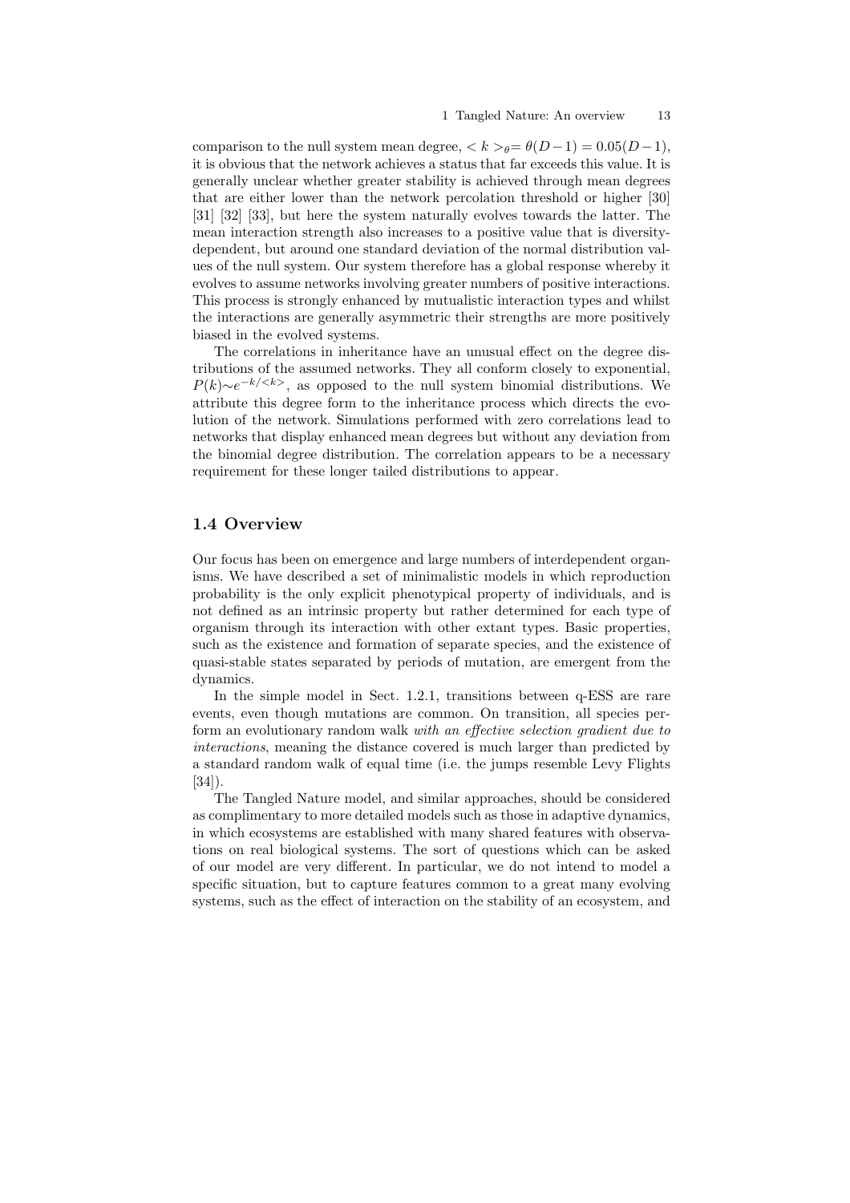comparison to the null system mean degree, $< k >_\theta = \theta(D-1) = 0.05(D-1)$, it is obvious that the network achieves a status that far exceeds this value. It is generally unclear whether greater stability is achieved through mean degrees that are either lower than the network percolation threshold or higher [30] [31] [32] [33], but here the system naturally evolves towards the latter. The mean interaction strength also increases to a positive value that is diversity-dependent, but around one standard deviation of the normal distribution values of the null system. Our system therefore has a global response whereby it evolves to assume networks involving greater numbers of positive interactions. This process is strongly enhanced by mutualistic interaction types and whilst the interactions are generally asymmetric their strengths are more positively biased in the evolved systems.

The correlations in inheritance have an unusual effect on the degree distributions of the assumed networks. They all conform closely to exponential, $P(k) \sim e^{-k/<k>}$, as opposed to the null system binomial distributions. We attribute this degree form to the inheritance process which directs the evolution of the network. Simulations performed with zero correlations lead to networks that display enhanced mean degrees but without any deviation from the binomial degree distribution. The correlation appears to be a necessary requirement for these longer tailed distributions to appear.

## 1.4 Overview

Our focus has been on emergence and large numbers of interdependent organisms. We have described a set of minimalistic models in which reproduction probability is the only explicit phenotypical property of individuals, and is not defined as an intrinsic property but rather determined for each type of organism through its interaction with other extant types. Basic properties, such as the existence and formation of separate species, and the existence of quasi-stable states separated by periods of mutation, are emergent from the dynamics.

In the simple model in Sect. 1.2.1, transitions between q-ESS are rare events, even though mutations are common. On transition, all species perform an evolutionary random walk *with an effective selection gradient due to interactions*, meaning the distance covered is much larger than predicted by a standard random walk of equal time (i.e. the jumps resemble Levy Flights [34]).

The Tangled Nature model, and similar approaches, should be considered as complimentary to more detailed models such as those in adaptive dynamics, in which ecosystems are established with many shared features with observations on real biological systems. The sort of questions which can be asked of our model are very different. In particular, we do not intend to model a specific situation, but to capture features common to a great many evolving systems, such as the effect of interaction on the stability of an ecosystem, and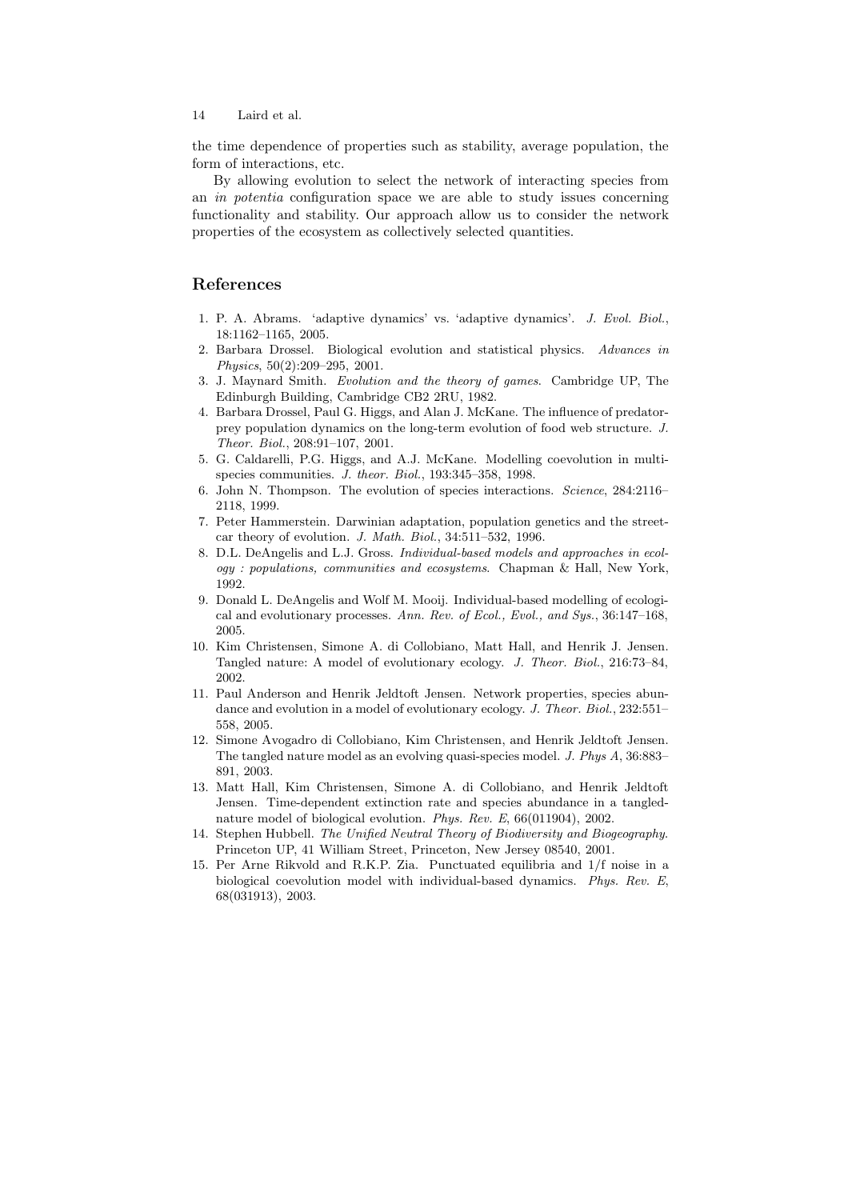the time dependence of properties such as stability, average population, the form of interactions, etc.

By allowing evolution to select the network of interacting species from an *in potentia* configuration space we are able to study issues concerning functionality and stability. Our approach allow us to consider the network properties of the ecosystem as collectively selected quantities.

## References

1. P. A. Abrams. 'adaptive dynamics' vs. 'adaptive dynamics'. *J. Evol. Biol.*, 18:1162–1165, 2005.
2. Barbara Drossel. Biological evolution and statistical physics. *Advances in Physics*, 50(2):209–295, 2001.
3. J. Maynard Smith. *Evolution and the theory of games*. Cambridge UP, The Edinburgh Building, Cambridge CB2 2RU, 1982.
4. Barbara Drossel, Paul G. Higgs, and Alan J. McKane. The influence of predator-prey population dynamics on the long-term evolution of food web structure. *J. Theor. Biol.*, 208:91–107, 2001.
5. G. Caldarelli, P.G. Higgs, and A.J. McKane. Modelling coevolution in multi-species communities. *J. theor. Biol.*, 193:345–358, 1998.
6. John N. Thompson. The evolution of species interactions. *Science*, 284:2116–2118, 1999.
7. Peter Hammerstein. Darwinian adaptation, population genetics and the street-car theory of evolution. *J. Math. Biol.*, 34:511–532, 1996.
8. D.L. DeAngelis and L.J. Gross. *Individual-based models and approaches in ecology : populations, communities and ecosystems*. Chapman & Hall, New York, 1992.
9. Donald L. DeAngelis and Wolf M. Mooij. Individual-based modelling of ecological and evolutionary processes. *Ann. Rev. of Ecol., Evol., and Sys.*, 36:147–168, 2005.
10. Kim Christensen, Simone A. di Collobiano, Matt Hall, and Henrik J. Jensen. Tangled nature: A model of evolutionary ecology. *J. Theor. Biol.*, 216:73–84, 2002.
11. Paul Anderson and Henrik Jeldtoft Jensen. Network properties, species abundance and evolution in a model of evolutionary ecology. *J. Theor. Biol.*, 232:551–558, 2005.
12. Simone Avogadro di Collobiano, Kim Christensen, and Henrik Jeldtoft Jensen. The tangled nature model as an evolving quasi-species model. *J. Phys A*, 36:883–891, 2003.
13. Matt Hall, Kim Christensen, Simone A. di Collobiano, and Henrik Jeldtoft Jensen. Time-dependent extinction rate and species abundance in a tangled-nature model of biological evolution. *Phys. Rev. E*, 66(011904), 2002.
14. Stephen Hubbell. *The Unified Neutral Theory of Biodiversity and Biogeography*. Princeton UP, 41 William Street, Princeton, New Jersey 08540, 2001.
15. Per Arne Rikvold and R.K.P. Zia. Punctuated equilibria and 1/f noise in a biological coevolution model with individual-based dynamics. *Phys. Rev. E*, 68(031913), 2003.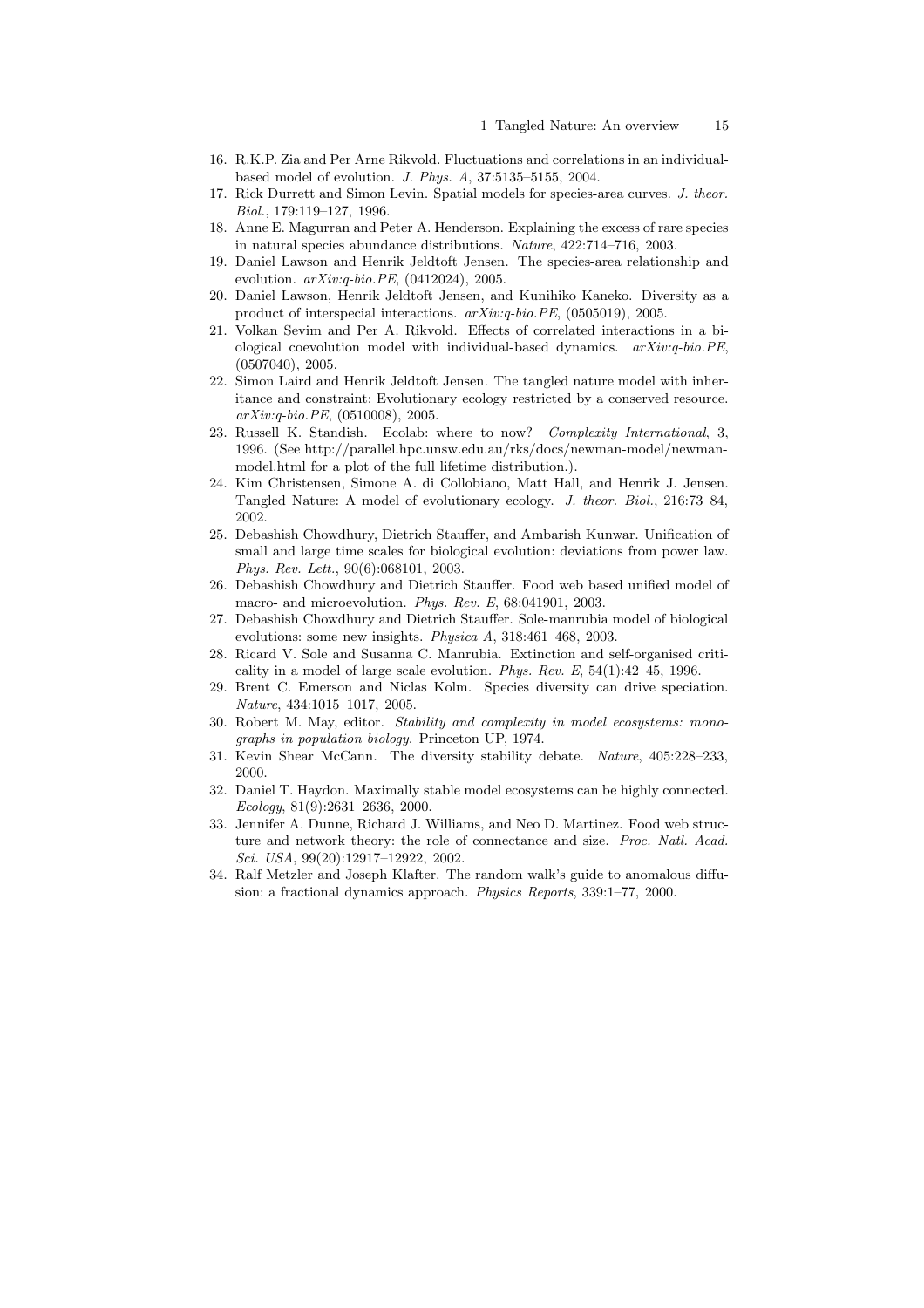16. R.K.P. Zia and Per Arne Rikvold. Fluctuations and correlations in an individual-based model of evolution. *J. Phys. A*, 37:5135–5155, 2004.
17. Rick Durrett and Simon Levin. Spatial models for species-area curves. *J. theor. Biol.*, 179:119–127, 1996.
18. Anne E. Magurran and Peter A. Henderson. Explaining the excess of rare species in natural species abundance distributions. *Nature*, 422:714–716, 2003.
19. Daniel Lawson and Henrik Jeldtoft Jensen. The species-area relationship and evolution. *arXiv:q-bio.PE*, (0412024), 2005.
20. Daniel Lawson, Henrik Jeldtoft Jensen, and Kunihiko Kaneko. Diversity as a product of interspecial interactions. *arXiv:q-bio.PE*, (0505019), 2005.
21. Volkan Sevim and Per A. Rikvold. Effects of correlated interactions in a biological coevolution model with individual-based dynamics. *arXiv:q-bio.PE*, (0507040), 2005.
22. Simon Laird and Henrik Jeldtoft Jensen. The tangled nature model with inheritance and constraint: Evolutionary ecology restricted by a conserved resource. *arXiv:q-bio.PE*, (0510008), 2005.
23. Russell K. Standish. Ecolab: where to now? *Complexity International*, 3, 1996. (See http://parallel.hpc.unsw.edu.au/rks/docs/newman-model/newman-model.html for a plot of the full lifetime distribution.).
24. Kim Christensen, Simone A. di Collobiano, Matt Hall, and Henrik J. Jensen. Tangled Nature: A model of evolutionary ecology. *J. theor. Biol.*, 216:73–84, 2002.
25. Debashish Chowdhury, Dietrich Stauffer, and Ambarish Kunwar. Unification of small and large time scales for biological evolution: deviations from power law. *Phys. Rev. Lett.*, 90(6):068101, 2003.
26. Debashish Chowdhury and Dietrich Stauffer. Food web based unified model of macro- and microevolution. *Phys. Rev. E*, 68:041901, 2003.
27. Debashish Chowdhury and Dietrich Stauffer. Sole-manrubia model of biological evolutions: some new insights. *Physica A*, 318:461–468, 2003.
28. Ricard V. Sole and Susanna C. Manrubia. Extinction and self-organised criticality in a model of large scale evolution. *Phys. Rev. E*, 54(1):42–45, 1996.
29. Brent C. Emerson and Niclas Kolm. Species diversity can drive speciation. *Nature*, 434:1015–1017, 2005.
30. Robert M. May, editor. *Stability and complexity in model ecosystems: monographs in population biology.* Princeton UP, 1974.
31. Kevin Shear McCann. The diversity stability debate. *Nature*, 405:228–233, 2000.
32. Daniel T. Haydon. Maximally stable model ecosystems can be highly connected. *Ecology*, 81(9):2631–2636, 2000.
33. Jennifer A. Dunne, Richard J. Williams, and Neo D. Martinez. Food web structure and network theory: the role of connectance and size. *Proc. Natl. Acad. Sci. USA*, 99(20):12917–12922, 2002.
34. Ralf Metzler and Joseph Klafter. The random walk's guide to anomalous diffusion: a fractional dynamics approach. *Physics Reports*, 339:1–77, 2000.